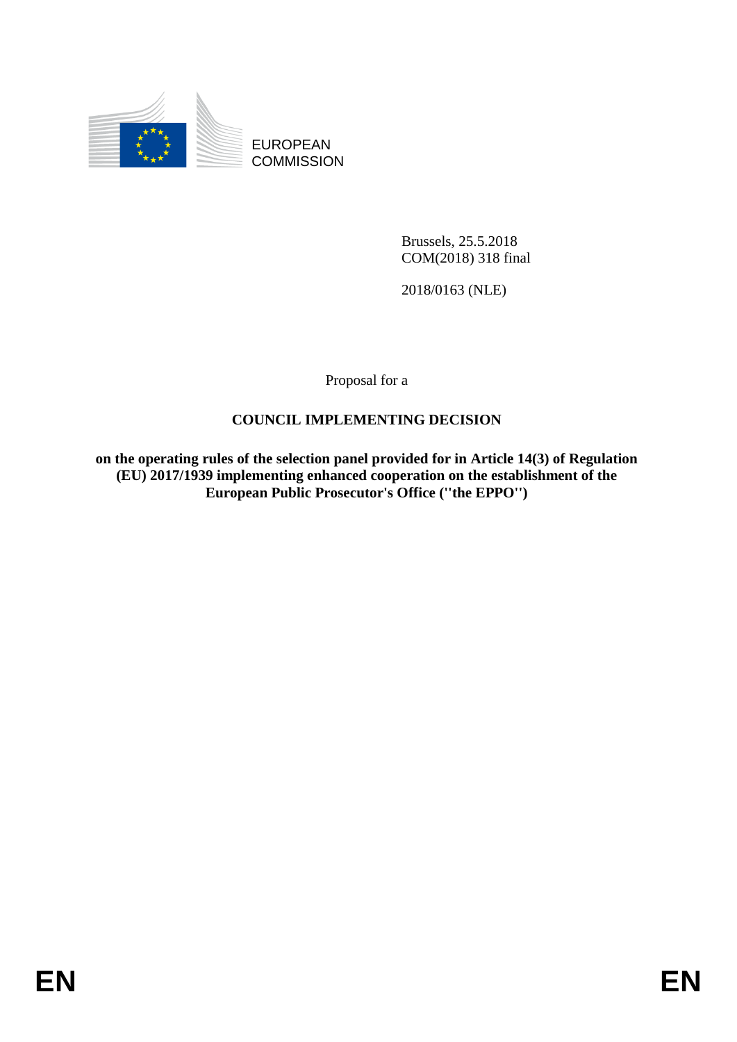EUROPEAN
COMMISSION

Brussels, 25.5.2018
COM(2018) 318 final

2018/0163 (NLE)

Proposal for a

**COUNCIL IMPLEMENTING DECISION**

**on the operating rules of the selection panel provided for in Article 14(3) of Regulation (EU) 2017/1939 implementing enhanced cooperation on the establishment of the European Public Prosecutor's Office ("the EPPO")**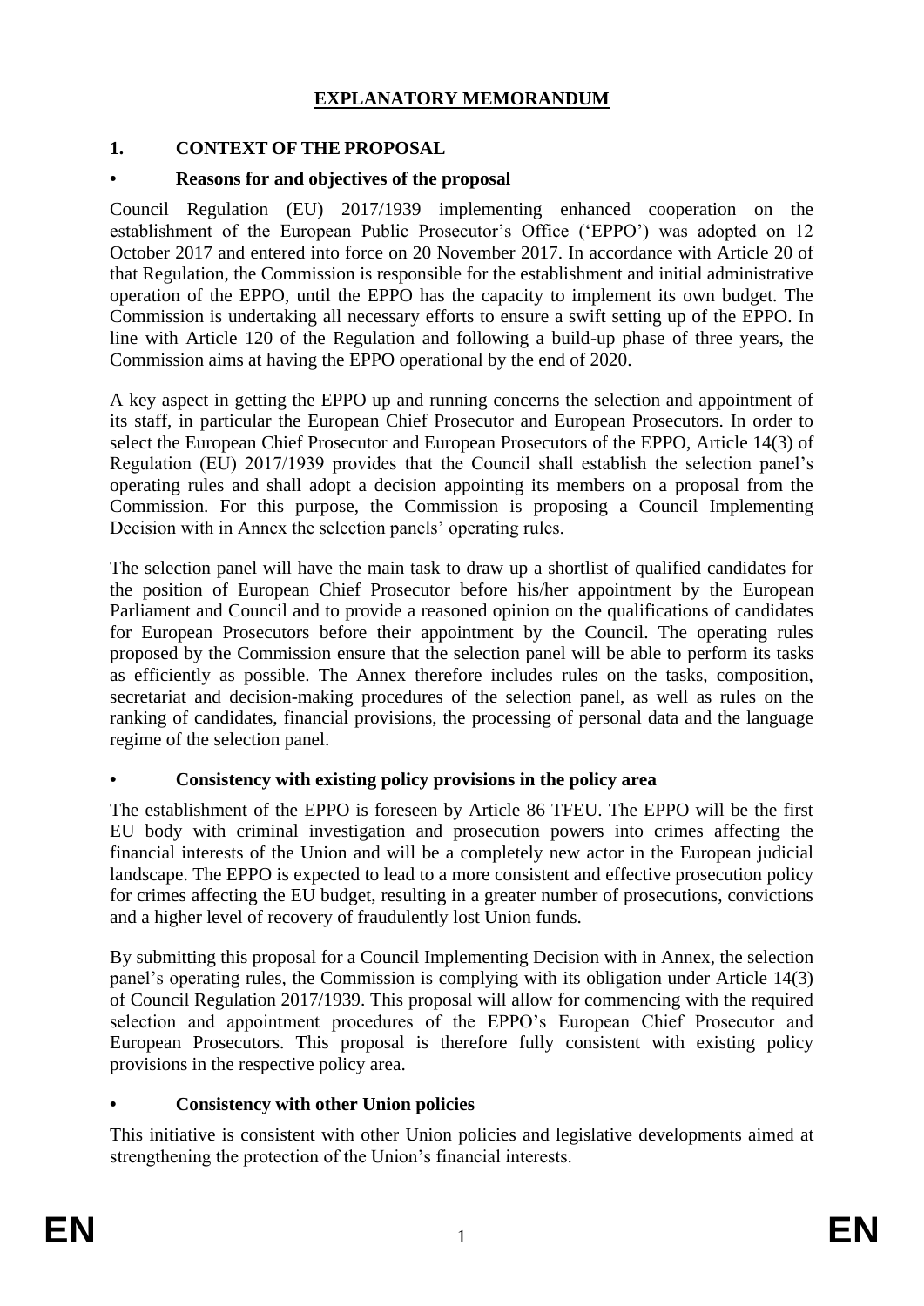# EXPLANATORY MEMORANDUM

## 1. CONTEXT OF THE PROPOSAL

### • Reasons for and objectives of the proposal

Council Regulation (EU) 2017/1939 implementing enhanced cooperation on the establishment of the European Public Prosecutor's Office ('EPPO') was adopted on 12 October 2017 and entered into force on 20 November 2017. In accordance with Article 20 of that Regulation, the Commission is responsible for the establishment and initial administrative operation of the EPPO, until the EPPO has the capacity to implement its own budget. The Commission is undertaking all necessary efforts to ensure a swift setting up of the EPPO. In line with Article 120 of the Regulation and following a build-up phase of three years, the Commission aims at having the EPPO operational by the end of 2020.

A key aspect in getting the EPPO up and running concerns the selection and appointment of its staff, in particular the European Chief Prosecutor and European Prosecutors. In order to select the European Chief Prosecutor and European Prosecutors of the EPPO, Article 14(3) of Regulation (EU) 2017/1939 provides that the Council shall establish the selection panel's operating rules and shall adopt a decision appointing its members on a proposal from the Commission. For this purpose, the Commission is proposing a Council Implementing Decision with in Annex the selection panels' operating rules.

The selection panel will have the main task to draw up a shortlist of qualified candidates for the position of European Chief Prosecutor before his/her appointment by the European Parliament and Council and to provide a reasoned opinion on the qualifications of candidates for European Prosecutors before their appointment by the Council. The operating rules proposed by the Commission ensure that the selection panel will be able to perform its tasks as efficiently as possible. The Annex therefore includes rules on the tasks, composition, secretariat and decision-making procedures of the selection panel, as well as rules on the ranking of candidates, financial provisions, the processing of personal data and the language regime of the selection panel.

### • Consistency with existing policy provisions in the policy area

The establishment of the EPPO is foreseen by Article 86 TFEU. The EPPO will be the first EU body with criminal investigation and prosecution powers into crimes affecting the financial interests of the Union and will be a completely new actor in the European judicial landscape. The EPPO is expected to lead to a more consistent and effective prosecution policy for crimes affecting the EU budget, resulting in a greater number of prosecutions, convictions and a higher level of recovery of fraudulently lost Union funds.

By submitting this proposal for a Council Implementing Decision with in Annex, the selection panel's operating rules, the Commission is complying with its obligation under Article 14(3) of Council Regulation 2017/1939. This proposal will allow for commencing with the required selection and appointment procedures of the EPPO's European Chief Prosecutor and European Prosecutors. This proposal is therefore fully consistent with existing policy provisions in the respective policy area.

### • Consistency with other Union policies

This initiative is consistent with other Union policies and legislative developments aimed at strengthening the protection of the Union's financial interests.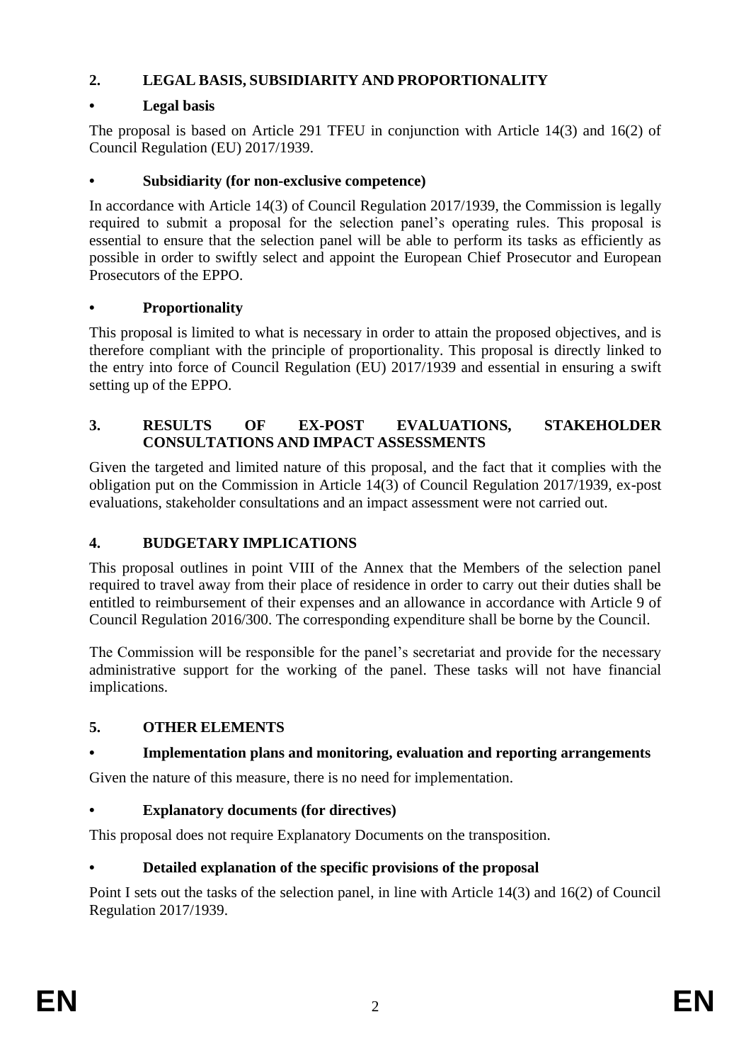## 2. LEGAL BASIS, SUBSIDIARITY AND PROPORTIONALITY

### • Legal basis

The proposal is based on Article 291 TFEU in conjunction with Article 14(3) and 16(2) of Council Regulation (EU) 2017/1939.

### • Subsidiarity (for non-exclusive competence)

In accordance with Article 14(3) of Council Regulation 2017/1939, the Commission is legally required to submit a proposal for the selection panel's operating rules. This proposal is essential to ensure that the selection panel will be able to perform its tasks as efficiently as possible in order to swiftly select and appoint the European Chief Prosecutor and European Prosecutors of the EPPO.

### • Proportionality

This proposal is limited to what is necessary in order to attain the proposed objectives, and is therefore compliant with the principle of proportionality. This proposal is directly linked to the entry into force of Council Regulation (EU) 2017/1939 and essential in ensuring a swift setting up of the EPPO.

## 3. RESULTS OF EX-POST EVALUATIONS, STAKEHOLDER CONSULTATIONS AND IMPACT ASSESSMENTS

Given the targeted and limited nature of this proposal, and the fact that it complies with the obligation put on the Commission in Article 14(3) of Council Regulation 2017/1939, ex-post evaluations, stakeholder consultations and an impact assessment were not carried out.

## 4. BUDGETARY IMPLICATIONS

This proposal outlines in point VIII of the Annex that the Members of the selection panel required to travel away from their place of residence in order to carry out their duties shall be entitled to reimbursement of their expenses and an allowance in accordance with Article 9 of Council Regulation 2016/300. The corresponding expenditure shall be borne by the Council.

The Commission will be responsible for the panel's secretariat and provide for the necessary administrative support for the working of the panel. These tasks will not have financial implications.

## 5. OTHER ELEMENTS

### • Implementation plans and monitoring, evaluation and reporting arrangements

Given the nature of this measure, there is no need for implementation.

### • Explanatory documents (for directives)

This proposal does not require Explanatory Documents on the transposition.

### • Detailed explanation of the specific provisions of the proposal

Point I sets out the tasks of the selection panel, in line with Article 14(3) and 16(2) of Council Regulation 2017/1939.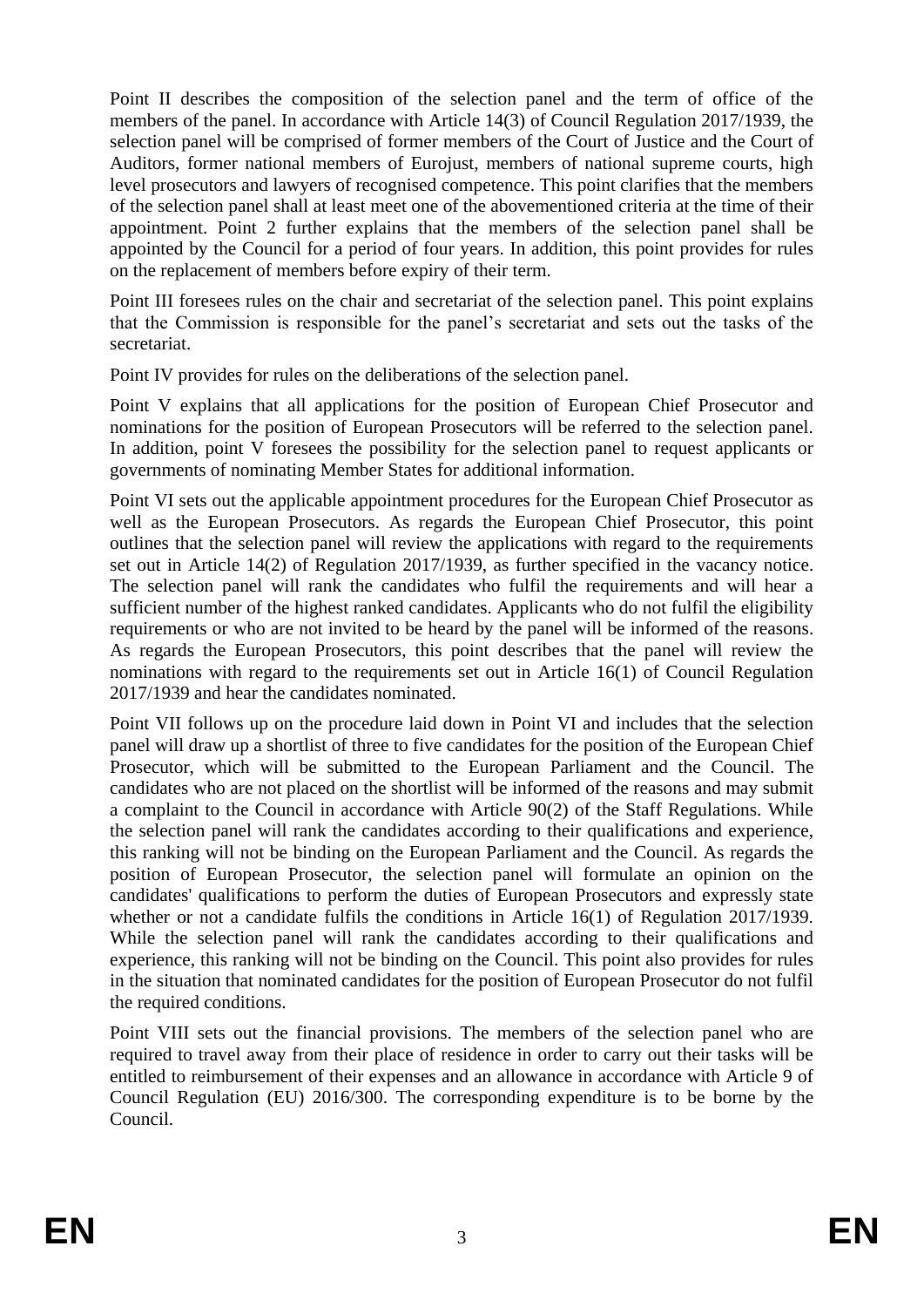Point II describes the composition of the selection panel and the term of office of the members of the panel. In accordance with Article 14(3) of Council Regulation 2017/1939, the selection panel will be comprised of former members of the Court of Justice and the Court of Auditors, former national members of Eurojust, members of national supreme courts, high level prosecutors and lawyers of recognised competence. This point clarifies that the members of the selection panel shall at least meet one of the abovementioned criteria at the time of their appointment. Point 2 further explains that the members of the selection panel shall be appointed by the Council for a period of four years. In addition, this point provides for rules on the replacement of members before expiry of their term.

Point III foresees rules on the chair and secretariat of the selection panel. This point explains that the Commission is responsible for the panel's secretariat and sets out the tasks of the secretariat.

Point IV provides for rules on the deliberations of the selection panel.

Point V explains that all applications for the position of European Chief Prosecutor and nominations for the position of European Prosecutors will be referred to the selection panel. In addition, point V foresees the possibility for the selection panel to request applicants or governments of nominating Member States for additional information.

Point VI sets out the applicable appointment procedures for the European Chief Prosecutor as well as the European Prosecutors. As regards the European Chief Prosecutor, this point outlines that the selection panel will review the applications with regard to the requirements set out in Article 14(2) of Regulation 2017/1939, as further specified in the vacancy notice. The selection panel will rank the candidates who fulfil the requirements and will hear a sufficient number of the highest ranked candidates. Applicants who do not fulfil the eligibility requirements or who are not invited to be heard by the panel will be informed of the reasons. As regards the European Prosecutors, this point describes that the panel will review the nominations with regard to the requirements set out in Article 16(1) of Council Regulation 2017/1939 and hear the candidates nominated.

Point VII follows up on the procedure laid down in Point VI and includes that the selection panel will draw up a shortlist of three to five candidates for the position of the European Chief Prosecutor, which will be submitted to the European Parliament and the Council. The candidates who are not placed on the shortlist will be informed of the reasons and may submit a complaint to the Council in accordance with Article 90(2) of the Staff Regulations. While the selection panel will rank the candidates according to their qualifications and experience, this ranking will not be binding on the European Parliament and the Council. As regards the position of European Prosecutor, the selection panel will formulate an opinion on the candidates' qualifications to perform the duties of European Prosecutors and expressly state whether or not a candidate fulfils the conditions in Article 16(1) of Regulation 2017/1939. While the selection panel will rank the candidates according to their qualifications and experience, this ranking will not be binding on the Council. This point also provides for rules in the situation that nominated candidates for the position of European Prosecutor do not fulfil the required conditions.

Point VIII sets out the financial provisions. The members of the selection panel who are required to travel away from their place of residence in order to carry out their tasks will be entitled to reimbursement of their expenses and an allowance in accordance with Article 9 of Council Regulation (EU) 2016/300. The corresponding expenditure is to be borne by the Council.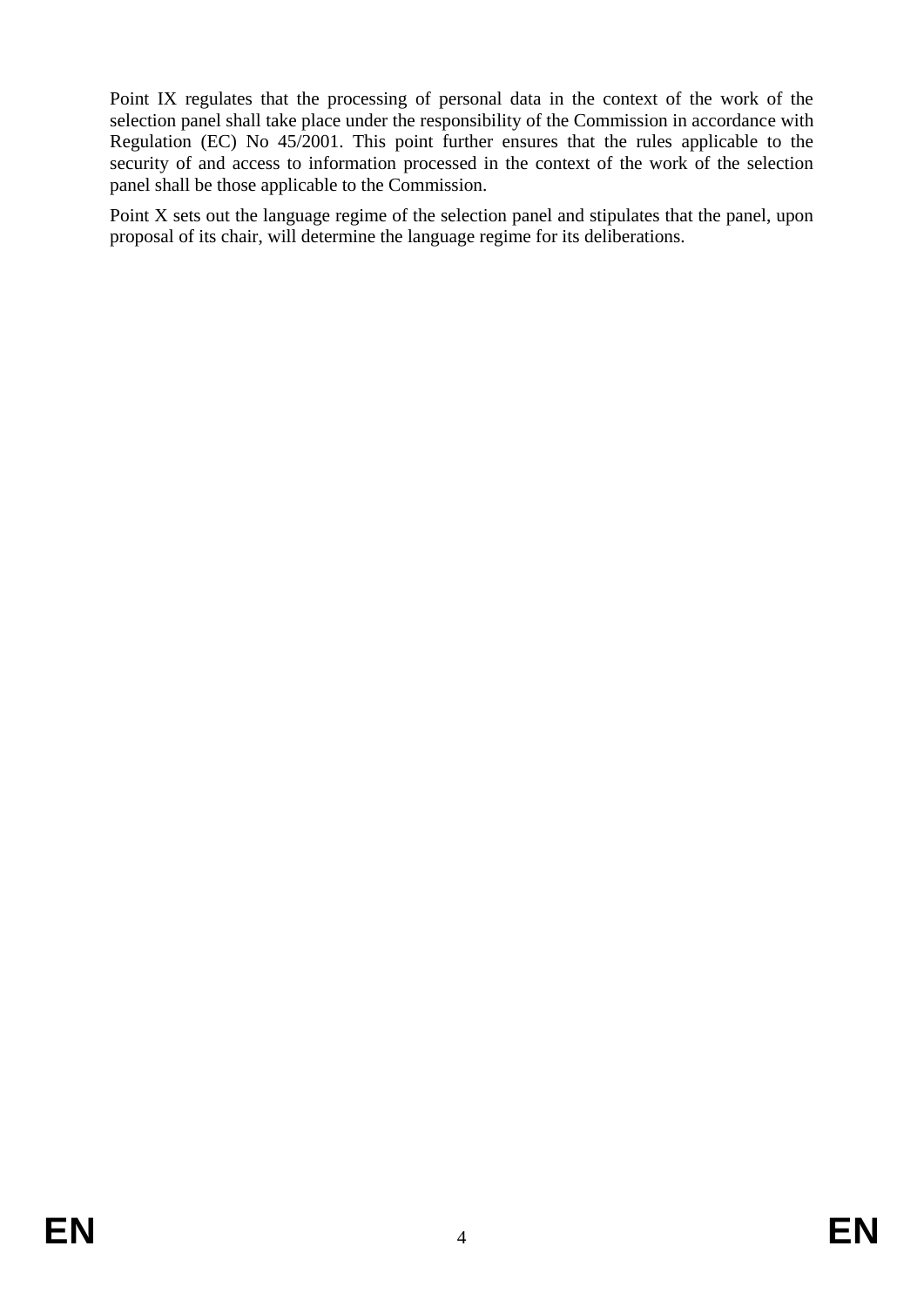Point IX regulates that the processing of personal data in the context of the work of the selection panel shall take place under the responsibility of the Commission in accordance with Regulation (EC) No 45/2001. This point further ensures that the rules applicable to the security of and access to information processed in the context of the work of the selection panel shall be those applicable to the Commission.

Point X sets out the language regime of the selection panel and stipulates that the panel, upon proposal of its chair, will determine the language regime for its deliberations.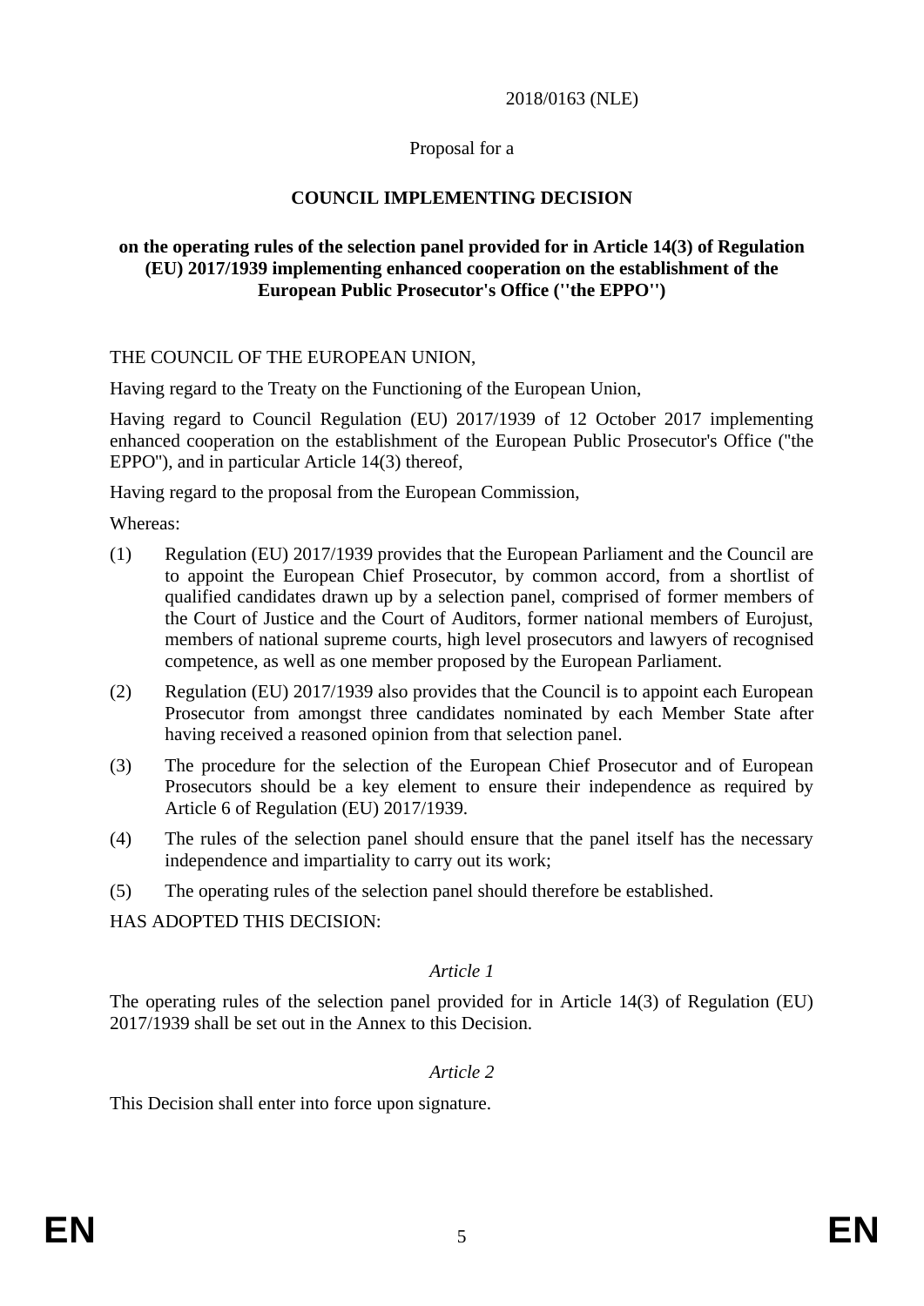2018/0163 (NLE)

Proposal for a

**COUNCIL IMPLEMENTING DECISION**

**on the operating rules of the selection panel provided for in Article 14(3) of Regulation (EU) 2017/1939 implementing enhanced cooperation on the establishment of the European Public Prosecutor's Office (''the EPPO'')**

THE COUNCIL OF THE EUROPEAN UNION,

Having regard to the Treaty on the Functioning of the European Union,

Having regard to Council Regulation (EU) 2017/1939 of 12 October 2017 implementing enhanced cooperation on the establishment of the European Public Prosecutor's Office ("the EPPO"), and in particular Article 14(3) thereof,

Having regard to the proposal from the European Commission,

Whereas:

(1) Regulation (EU) 2017/1939 provides that the European Parliament and the Council are to appoint the European Chief Prosecutor, by common accord, from a shortlist of qualified candidates drawn up by a selection panel, comprised of former members of the Court of Justice and the Court of Auditors, former national members of Eurojust, members of national supreme courts, high level prosecutors and lawyers of recognised competence, as well as one member proposed by the European Parliament.

(2) Regulation (EU) 2017/1939 also provides that the Council is to appoint each European Prosecutor from amongst three candidates nominated by each Member State after having received a reasoned opinion from that selection panel.

(3) The procedure for the selection of the European Chief Prosecutor and of European Prosecutors should be a key element to ensure their independence as required by Article 6 of Regulation (EU) 2017/1939.

(4) The rules of the selection panel should ensure that the panel itself has the necessary independence and impartiality to carry out its work;

(5) The operating rules of the selection panel should therefore be established.

HAS ADOPTED THIS DECISION:

*Article 1*

The operating rules of the selection panel provided for in Article 14(3) of Regulation (EU) 2017/1939 shall be set out in the Annex to this Decision.

*Article 2*

This Decision shall enter into force upon signature.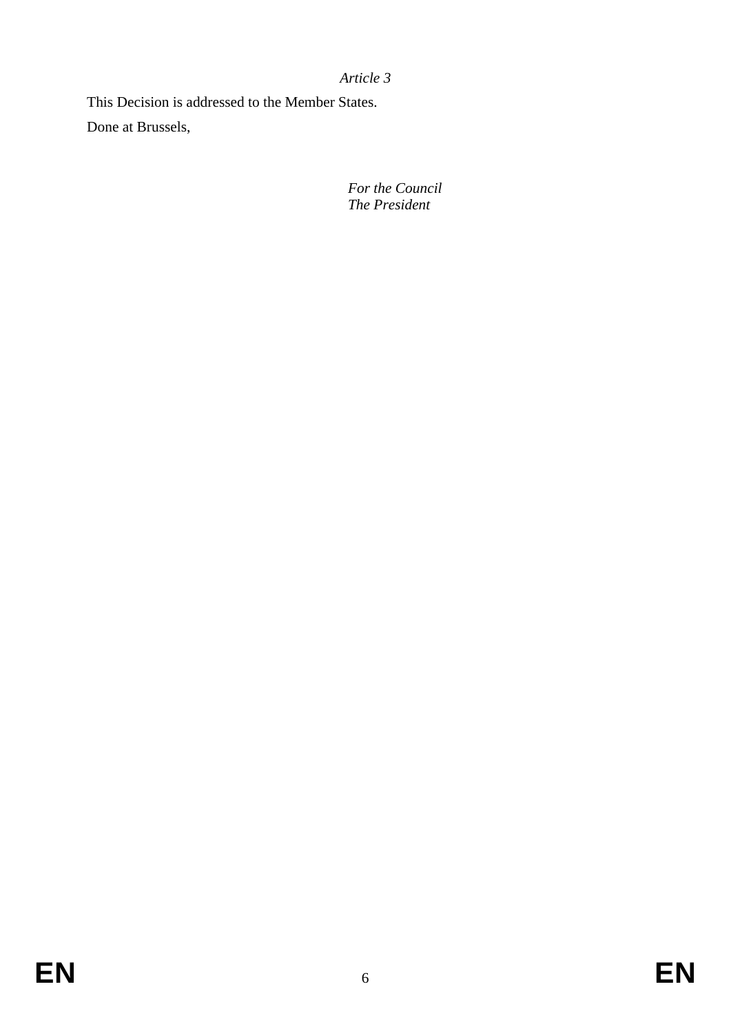*Article 3*

This Decision is addressed to the Member States.

Done at Brussels,

*For the Council*
*The President*